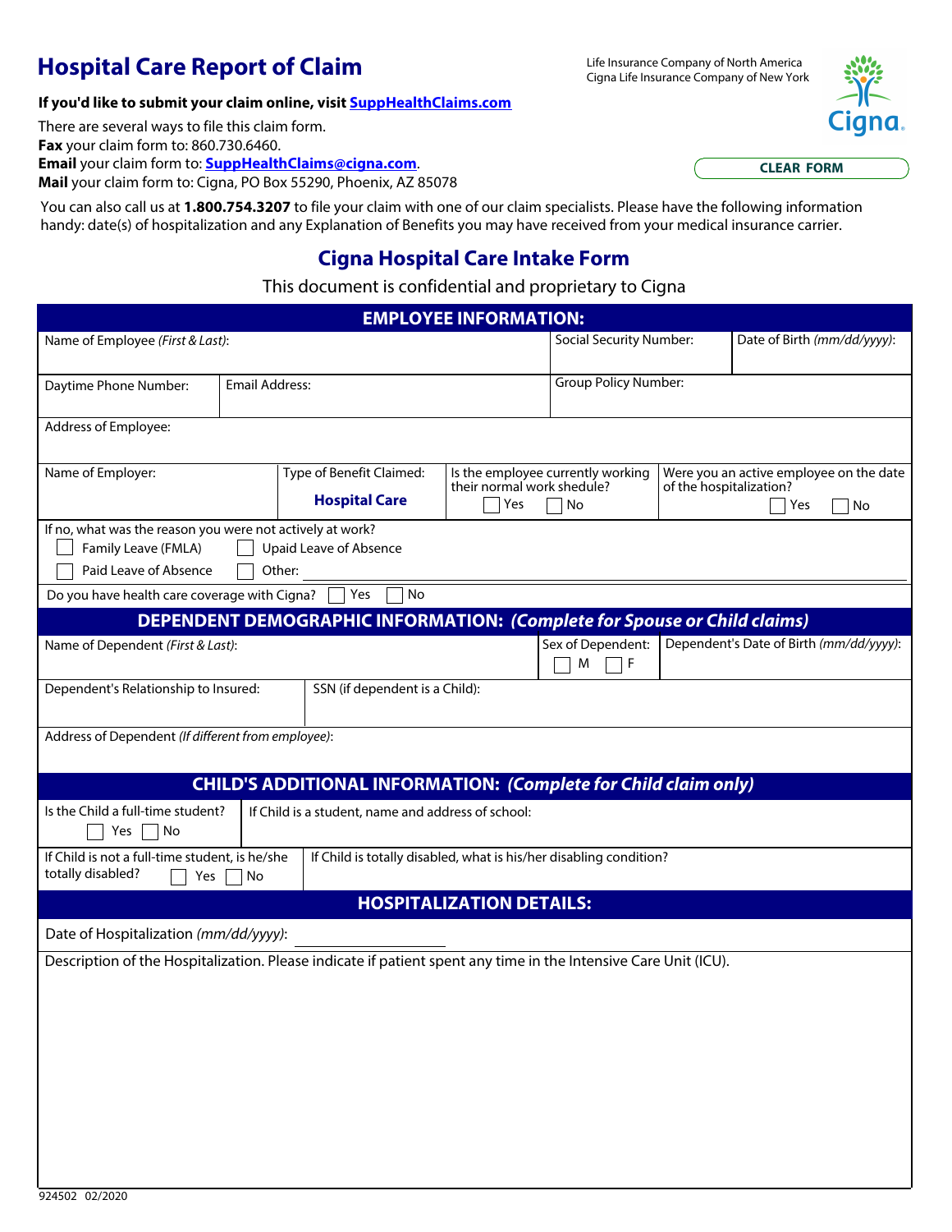# Hospital Care Report of Claim

Life Insurance Company of North America
Cigna Life Insurance Company of New York

**If you'd like to submit your claim online, visit SuppHealthClaims.com**

There are several ways to file this claim form.
**Fax** your claim form to: 860.730.6460.
**Email** your claim form to: **SuppHealthClaims@cigna.com**.
**Mail** your claim form to: Cigna, PO Box 55290, Phoenix, AZ 85078

CLEAR FORM

You can also call us at **1.800.754.3207** to file your claim with one of our claim specialists. Please have the following information handy: date(s) of hospitalization and any Explanation of Benefits you may have received from your medical insurance carrier.

## Cigna Hospital Care Intake Form

This document is confidential and proprietary to Cigna

### EMPLOYEE INFORMATION:

| Name of Employee *(First & Last)*: | | Social Security Number: | Date of Birth *(mm/dd/yyyy)*: |
|---|---|---|---|
| Daytime Phone Number: | Email Address: | Group Policy Number: | |
| Address of Employee: | | | |
| Name of Employer: | Type of Benefit Claimed: **Hospital Care** | Is the employee currently working their normal work shedule? ☐ Yes ☐ No | Were you an active employee on the date of the hospitalization? ☐ Yes ☐ No |

If no, what was the reason you were not actively at work?
☐ Family Leave (FMLA) ☐ Upaid Leave of Absence
☐ Paid Leave of Absence ☐ Other: ____________________

Do you have health care coverage with Cigna? ☐ Yes ☐ No

### DEPENDENT DEMOGRAPHIC INFORMATION: *(Complete for Spouse or Child claims)*

| Name of Dependent *(First & Last)*: | Sex of Dependent: ☐ M ☐ F | Dependent's Date of Birth *(mm/dd/yyyy)*: |
|---|---|---|
| Dependent's Relationship to Insured: | SSN (if dependent is a Child): | |
| Address of Dependent *(If different from employee)*: | | |

### CHILD'S ADDITIONAL INFORMATION: *(Complete for Child claim only)*

| Is the Child a full-time student? ☐ Yes ☐ No | If Child is a student, name and address of school: |
|---|---|
| If Child is not a full-time student, is he/she totally disabled? ☐ Yes ☐ No | If Child is totally disabled, what is his/her disabling condition? |

### HOSPITALIZATION DETAILS:

Date of Hospitalization *(mm/dd/yyyy)*: ____________________

Description of the Hospitalization. Please indicate if patient spent any time in the Intensive Care Unit (ICU).

924502 02/2020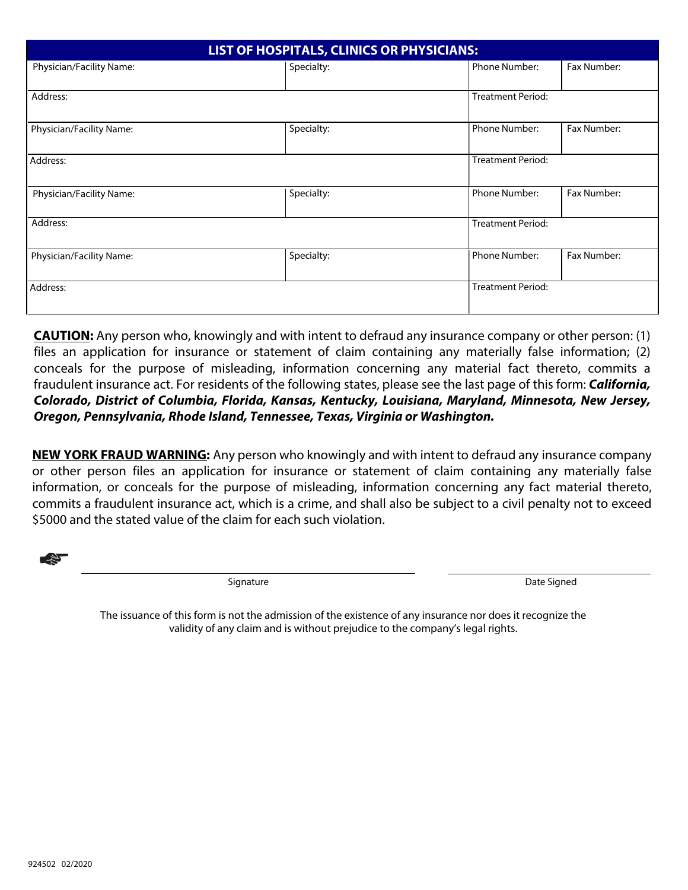## LIST OF HOSPITALS, CLINICS OR PHYSICIANS:

| Physician/Facility Name: | Specialty: | Phone Number: | Fax Number: |
|---|---|---|---|
| Address: | | Treatment Period: | |
| Physician/Facility Name: | Specialty: | Phone Number: | Fax Number: |
| Address: | | Treatment Period: | |
| Physician/Facility Name: | Specialty: | Phone Number: | Fax Number: |
| Address: | | Treatment Period: | |
| Physician/Facility Name: | Specialty: | Phone Number: | Fax Number: |
| Address: | | Treatment Period: | |

**CAUTION:** Any person who, knowingly and with intent to defraud any insurance company or other person: (1) files an application for insurance or statement of claim containing any materially false information; (2) conceals for the purpose of misleading, information concerning any material fact thereto, commits a fraudulent insurance act. For residents of the following states, please see the last page of this form: ***California, Colorado, District of Columbia, Florida, Kansas, Kentucky, Louisiana, Maryland, Minnesota, New Jersey, Oregon, Pennsylvania, Rhode Island, Tennessee, Texas, Virginia or Washington.***

**NEW YORK FRAUD WARNING:** Any person who knowingly and with intent to defraud any insurance company or other person files an application for insurance or statement of claim containing any materially false information, or conceals for the purpose of misleading, information concerning any fact material thereto, commits a fraudulent insurance act, which is a crime, and shall also be subject to a civil penalty not to exceed $5000 and the stated value of the claim for each such violation.

☛ \_\_\_\_\_\_\_\_\_\_\_\_\_\_\_\_\_\_\_\_\_\_\_\_\_\_\_\_\_\_\_\_\_\_\_\_\_\_\_\_ \_\_\_\_\_\_\_\_\_\_\_\_\_\_\_\_\_\_\_\_\_\_\_\_\_\_
Signature Date Signed

The issuance of this form is not the admission of the existence of any insurance nor does it recognize the validity of any claim and is without prejudice to the company's legal rights.

924502 02/2020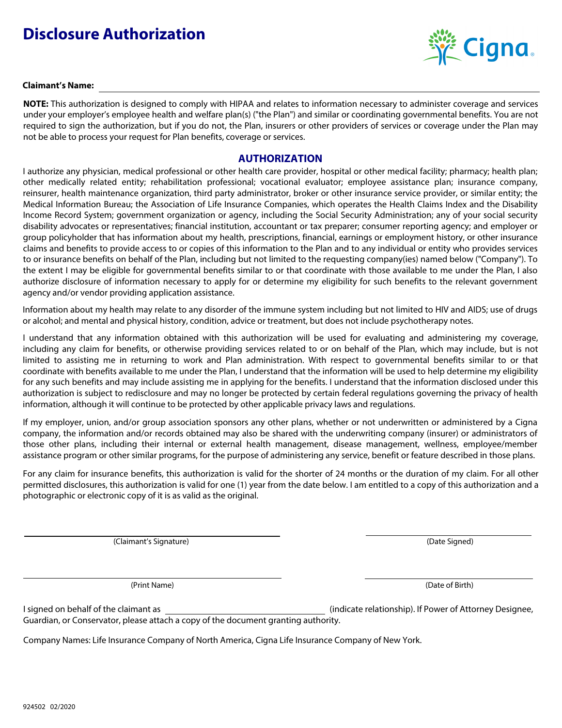# Disclosure Authorization

**Claimant's Name:** ______________________________

**NOTE:** This authorization is designed to comply with HIPAA and relates to information necessary to administer coverage and services under your employer's employee health and welfare plan(s) ("the Plan") and similar or coordinating governmental benefits. You are not required to sign the authorization, but if you do not, the Plan, insurers or other providers of services or coverage under the Plan may not be able to process your request for Plan benefits, coverage or services.

## AUTHORIZATION

I authorize any physician, medical professional or other health care provider, hospital or other medical facility; pharmacy; health plan; other medically related entity; rehabilitation professional; vocational evaluator; employee assistance plan; insurance company, reinsurer, health maintenance organization, third party administrator, broker or other insurance service provider, or similar entity; the Medical Information Bureau; the Association of Life Insurance Companies, which operates the Health Claims Index and the Disability Income Record System; government organization or agency, including the Social Security Administration; any of your social security disability advocates or representatives; financial institution, accountant or tax preparer; consumer reporting agency; and employer or group policyholder that has information about my health, prescriptions, financial, earnings or employment history, or other insurance claims and benefits to provide access to or copies of this information to the Plan and to any individual or entity who provides services to or insurance benefits on behalf of the Plan, including but not limited to the requesting company(ies) named below ("Company"). To the extent I may be eligible for governmental benefits similar to or that coordinate with those available to me under the Plan, I also authorize disclosure of information necessary to apply for or determine my eligibility for such benefits to the relevant government agency and/or vendor providing application assistance.

Information about my health may relate to any disorder of the immune system including but not limited to HIV and AIDS; use of drugs or alcohol; and mental and physical history, condition, advice or treatment, but does not include psychotherapy notes.

I understand that any information obtained with this authorization will be used for evaluating and administering my coverage, including any claim for benefits, or otherwise providing services related to or on behalf of the Plan, which may include, but is not limited to assisting me in returning to work and Plan administration. With respect to governmental benefits similar to or that coordinate with benefits available to me under the Plan, I understand that the information will be used to help determine my eligibility for any such benefits and may include assisting me in applying for the benefits. I understand that the information disclosed under this authorization is subject to redisclosure and may no longer be protected by certain federal regulations governing the privacy of health information, although it will continue to be protected by other applicable privacy laws and regulations.

If my employer, union, and/or group association sponsors any other plans, whether or not underwritten or administered by a Cigna company, the information and/or records obtained may also be shared with the underwriting company (insurer) or administrators of those other plans, including their internal or external health management, disease management, wellness, employee/member assistance program or other similar programs, for the purpose of administering any service, benefit or feature described in those plans.

For any claim for insurance benefits, this authorization is valid for the shorter of 24 months or the duration of my claim. For all other permitted disclosures, this authorization is valid for one (1) year from the date below. I am entitled to a copy of this authorization and a photographic or electronic copy of it is as valid as the original.

______________________________ (Claimant's Signature)          ______________________________ (Date Signed)

______________________________ (Print Name)          ______________________________ (Date of Birth)

I signed on behalf of the claimant as ______________________________ (indicate relationship). If Power of Attorney Designee, Guardian, or Conservator, please attach a copy of the document granting authority.

Company Names: Life Insurance Company of North America, Cigna Life Insurance Company of New York.

924502 02/2020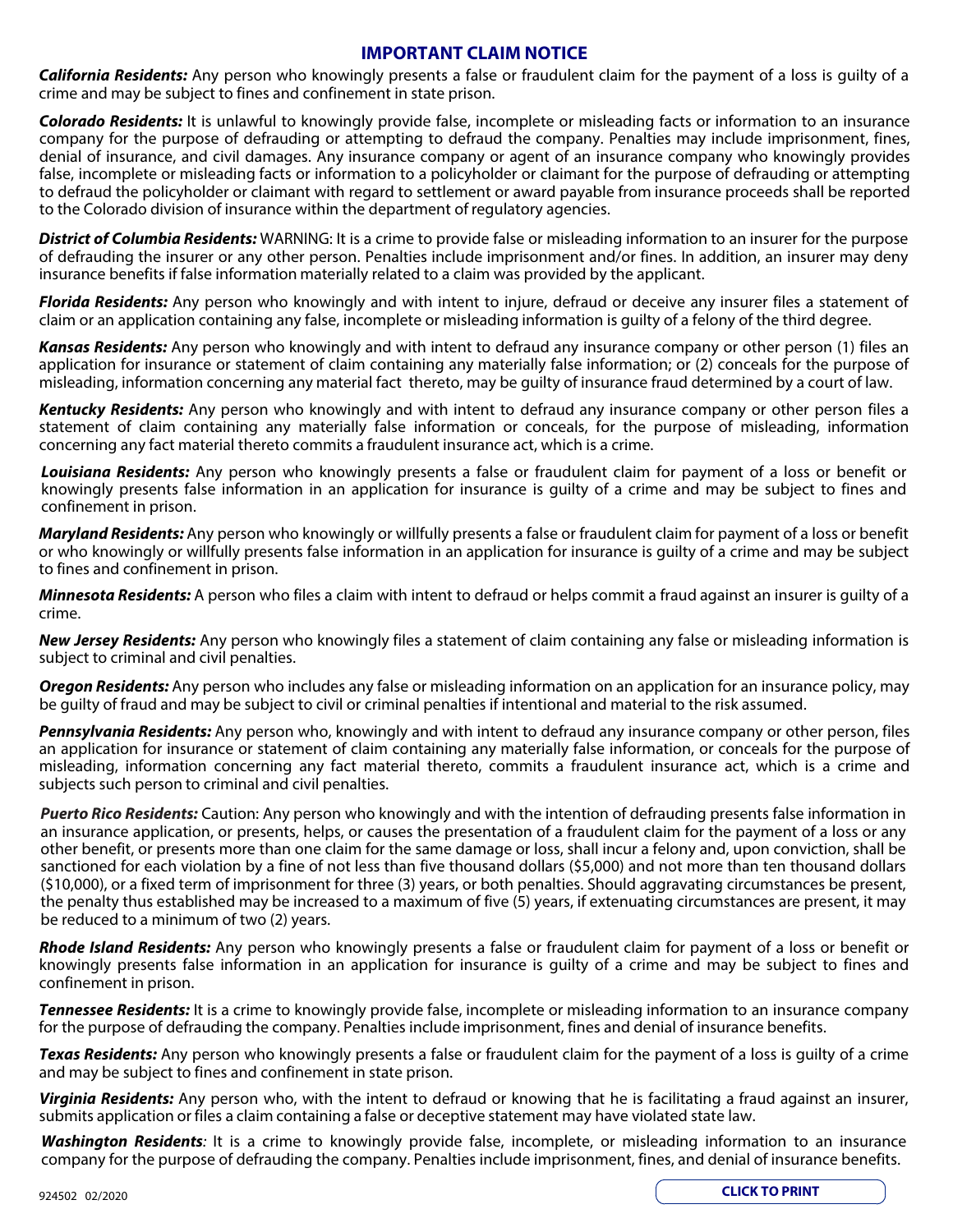## IMPORTANT CLAIM NOTICE

***California Residents:*** Any person who knowingly presents a false or fraudulent claim for the payment of a loss is guilty of a crime and may be subject to fines and confinement in state prison.

***Colorado Residents:*** It is unlawful to knowingly provide false, incomplete or misleading facts or information to an insurance company for the purpose of defrauding or attempting to defraud the company. Penalties may include imprisonment, fines, denial of insurance, and civil damages. Any insurance company or agent of an insurance company who knowingly provides false, incomplete or misleading facts or information to a policyholder or claimant for the purpose of defrauding or attempting to defraud the policyholder or claimant with regard to settlement or award payable from insurance proceeds shall be reported to the Colorado division of insurance within the department of regulatory agencies.

***District of Columbia Residents:*** WARNING: It is a crime to provide false or misleading information to an insurer for the purpose of defrauding the insurer or any other person. Penalties include imprisonment and/or fines. In addition, an insurer may deny insurance benefits if false information materially related to a claim was provided by the applicant.

***Florida Residents:*** Any person who knowingly and with intent to injure, defraud or deceive any insurer files a statement of claim or an application containing any false, incomplete or misleading information is guilty of a felony of the third degree.

***Kansas Residents:*** Any person who knowingly and with intent to defraud any insurance company or other person (1) files an application for insurance or statement of claim containing any materially false information; or (2) conceals for the purpose of misleading, information concerning any material fact thereto, may be guilty of insurance fraud determined by a court of law.

***Kentucky Residents:*** Any person who knowingly and with intent to defraud any insurance company or other person files a statement of claim containing any materially false information or conceals, for the purpose of misleading, information concerning any fact material thereto commits a fraudulent insurance act, which is a crime.

***Louisiana Residents:*** Any person who knowingly presents a false or fraudulent claim for payment of a loss or benefit or knowingly presents false information in an application for insurance is guilty of a crime and may be subject to fines and confinement in prison.

***Maryland Residents:*** Any person who knowingly or willfully presents a false or fraudulent claim for payment of a loss or benefit or who knowingly or willfully presents false information in an application for insurance is guilty of a crime and may be subject to fines and confinement in prison.

***Minnesota Residents:*** A person who files a claim with intent to defraud or helps commit a fraud against an insurer is guilty of a crime.

***New Jersey Residents:*** Any person who knowingly files a statement of claim containing any false or misleading information is subject to criminal and civil penalties.

***Oregon Residents:*** Any person who includes any false or misleading information on an application for an insurance policy, may be guilty of fraud and may be subject to civil or criminal penalties if intentional and material to the risk assumed.

***Pennsylvania Residents:*** Any person who, knowingly and with intent to defraud any insurance company or other person, files an application for insurance or statement of claim containing any materially false information, or conceals for the purpose of misleading, information concerning any fact material thereto, commits a fraudulent insurance act, which is a crime and subjects such person to criminal and civil penalties.

***Puerto Rico Residents:*** Caution: Any person who knowingly and with the intention of defrauding presents false information in an insurance application, or presents, helps, or causes the presentation of a fraudulent claim for the payment of a loss or any other benefit, or presents more than one claim for the same damage or loss, shall incur a felony and, upon conviction, shall be sanctioned for each violation by a fine of not less than five thousand dollars ($5,000) and not more than ten thousand dollars ($10,000), or a fixed term of imprisonment for three (3) years, or both penalties. Should aggravating circumstances be present, the penalty thus established may be increased to a maximum of five (5) years, if extenuating circumstances are present, it may be reduced to a minimum of two (2) years.

***Rhode Island Residents:*** Any person who knowingly presents a false or fraudulent claim for payment of a loss or benefit or knowingly presents false information in an application for insurance is guilty of a crime and may be subject to fines and confinement in prison.

***Tennessee Residents:*** It is a crime to knowingly provide false, incomplete or misleading information to an insurance company for the purpose of defrauding the company. Penalties include imprisonment, fines and denial of insurance benefits.

***Texas Residents:*** Any person who knowingly presents a false or fraudulent claim for the payment of a loss is guilty of a crime and may be subject to fines and confinement in state prison.

***Virginia Residents:*** Any person who, with the intent to defraud or knowing that he is facilitating a fraud against an insurer, submits application or files a claim containing a false or deceptive statement may have violated state law.

***Washington Residents:*** It is a crime to knowingly provide false, incomplete, or misleading information to an insurance company for the purpose of defrauding the company. Penalties include imprisonment, fines, and denial of insurance benefits.

924502 02/2020

**CLICK TO PRINT**